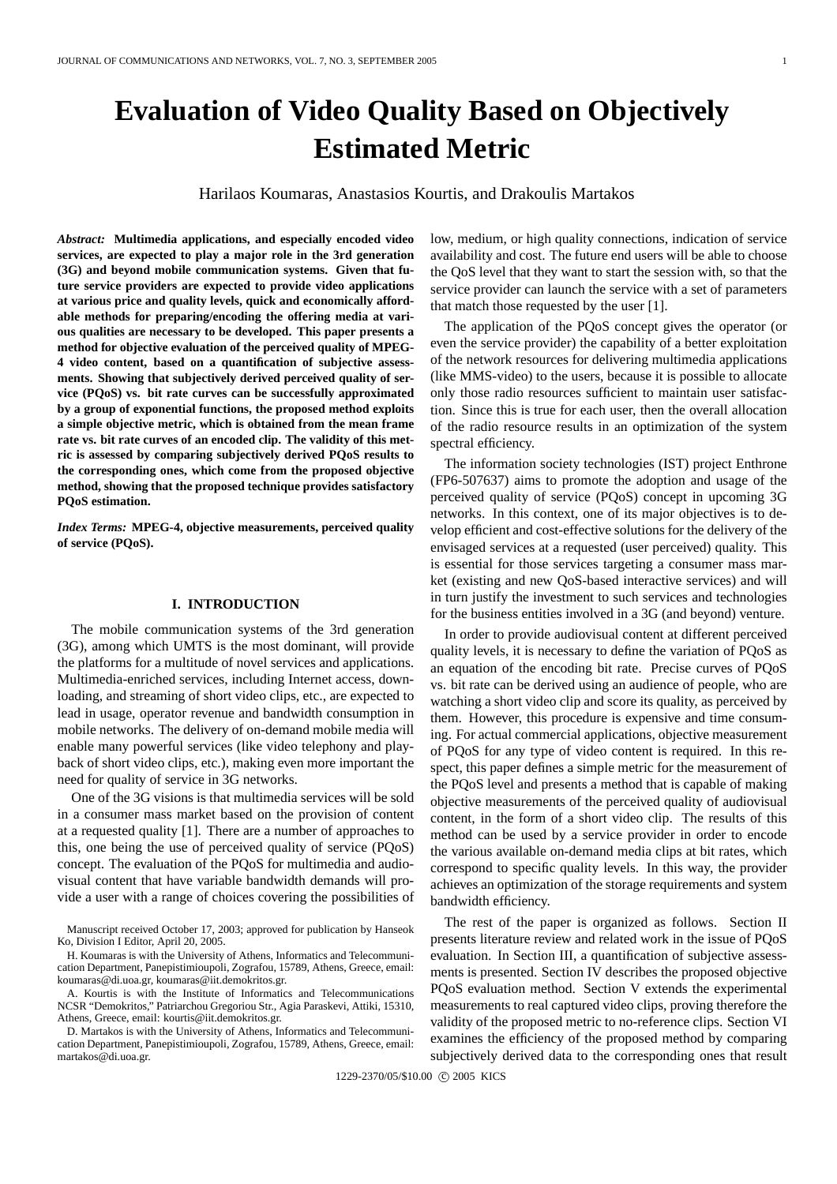# Evaluation of Video Quality Based on Objectively Estimated Metric

Harilaos Koumaras, Anastasios Kourtis, and Drakoulis Martakos

***Abstract:*** **Multimedia applications, and especially encoded video services, are expected to play a major role in the 3rd generation (3G) and beyond mobile communication systems. Given that future service providers are expected to provide video applications at various price and quality levels, quick and economically affordable methods for preparing/encoding the offering media at various qualities are necessary to be developed. This paper presents a method for objective evaluation of the perceived quality of MPEG-4 video content, based on a quantification of subjective assessments. Showing that subjectively derived perceived quality of service (PQoS) vs. bit rate curves can be successfully approximated by a group of exponential functions, the proposed method exploits a simple objective metric, which is obtained from the mean frame rate vs. bit rate curves of an encoded clip. The validity of this metric is assessed by comparing subjectively derived PQoS results to the corresponding ones, which come from the proposed objective method, showing that the proposed technique provides satisfactory PQoS estimation.**

***Index Terms:*** **MPEG-4, objective measurements, perceived quality of service (PQoS).**

## I. INTRODUCTION

The mobile communication systems of the 3rd generation (3G), among which UMTS is the most dominant, will provide the platforms for a multitude of novel services and applications. Multimedia-enriched services, including Internet access, downloading, and streaming of short video clips, etc., are expected to lead in usage, operator revenue and bandwidth consumption in mobile networks. The delivery of on-demand mobile media will enable many powerful services (like video telephony and playback of short video clips, etc.), making even more important the need for quality of service in 3G networks.

One of the 3G visions is that multimedia services will be sold in a consumer mass market based on the provision of content at a requested quality [1]. There are a number of approaches to this, one being the use of perceived quality of service (PQoS) concept. The evaluation of the PQoS for multimedia and audiovisual content that have variable bandwidth demands will provide a user with a range of choices covering the possibilities of low, medium, or high quality connections, indication of service availability and cost. The future end users will be able to choose the QoS level that they want to start the session with, so that the service provider can launch the service with a set of parameters that match those requested by the user [1].

The application of the PQoS concept gives the operator (or even the service provider) the capability of a better exploitation of the network resources for delivering multimedia applications (like MMS-video) to the users, because it is possible to allocate only those radio resources sufficient to maintain user satisfaction. Since this is true for each user, then the overall allocation of the radio resource results in an optimization of the system spectral efficiency.

The information society technologies (IST) project Enthrone (FP6-507637) aims to promote the adoption and usage of the perceived quality of service (PQoS) concept in upcoming 3G networks. In this context, one of its major objectives is to develop efficient and cost-effective solutions for the delivery of the envisaged services at a requested (user perceived) quality. This is essential for those services targeting a consumer mass market (existing and new QoS-based interactive services) and will in turn justify the investment to such services and technologies for the business entities involved in a 3G (and beyond) venture.

In order to provide audiovisual content at different perceived quality levels, it is necessary to define the variation of PQoS as an equation of the encoding bit rate. Precise curves of PQoS vs. bit rate can be derived using an audience of people, who are watching a short video clip and score its quality, as perceived by them. However, this procedure is expensive and time consuming. For actual commercial applications, objective measurement of PQoS for any type of video content is required. In this respect, this paper defines a simple metric for the measurement of the PQoS level and presents a method that is capable of making objective measurements of the perceived quality of audiovisual content, in the form of a short video clip. The results of this method can be used by a service provider in order to encode the various available on-demand media clips at bit rates, which correspond to specific quality levels. In this way, the provider achieves an optimization of the storage requirements and system bandwidth efficiency.

The rest of the paper is organized as follows. Section II presents literature review and related work in the issue of PQoS evaluation. In Section III, a quantification of subjective assessments is presented. Section IV describes the proposed objective PQoS evaluation method. Section V extends the experimental measurements to real captured video clips, proving therefore the validity of the proposed metric to no-reference clips. Section VI examines the efficiency of the proposed method by comparing subjectively derived data to the corresponding ones that result

Manuscript received October 17, 2003; approved for publication by Hanseok Ko, Division I Editor, April 20, 2005.

H. Koumaras is with the University of Athens, Informatics and Telecommunication Department, Panepistimioupoli, Zografou, 15789, Athens, Greece, email: koumaras@di.uoa.gr, koumaras@iit.demokritos.gr.

A. Kourtis is with the Institute of Informatics and Telecommunications NCSR "Demokritos," Patriarchou Gregoriou Str., Agia Paraskevi, Attiki, 15310, Athens, Greece, email: kourtis@iit.demokritos.gr.

D. Martakos is with the University of Athens, Informatics and Telecommunication Department, Panepistimioupoli, Zografou, 15789, Athens, Greece, email: martakos@di.uoa.gr.

1229-2370/05/$10.00 © 2005 KICS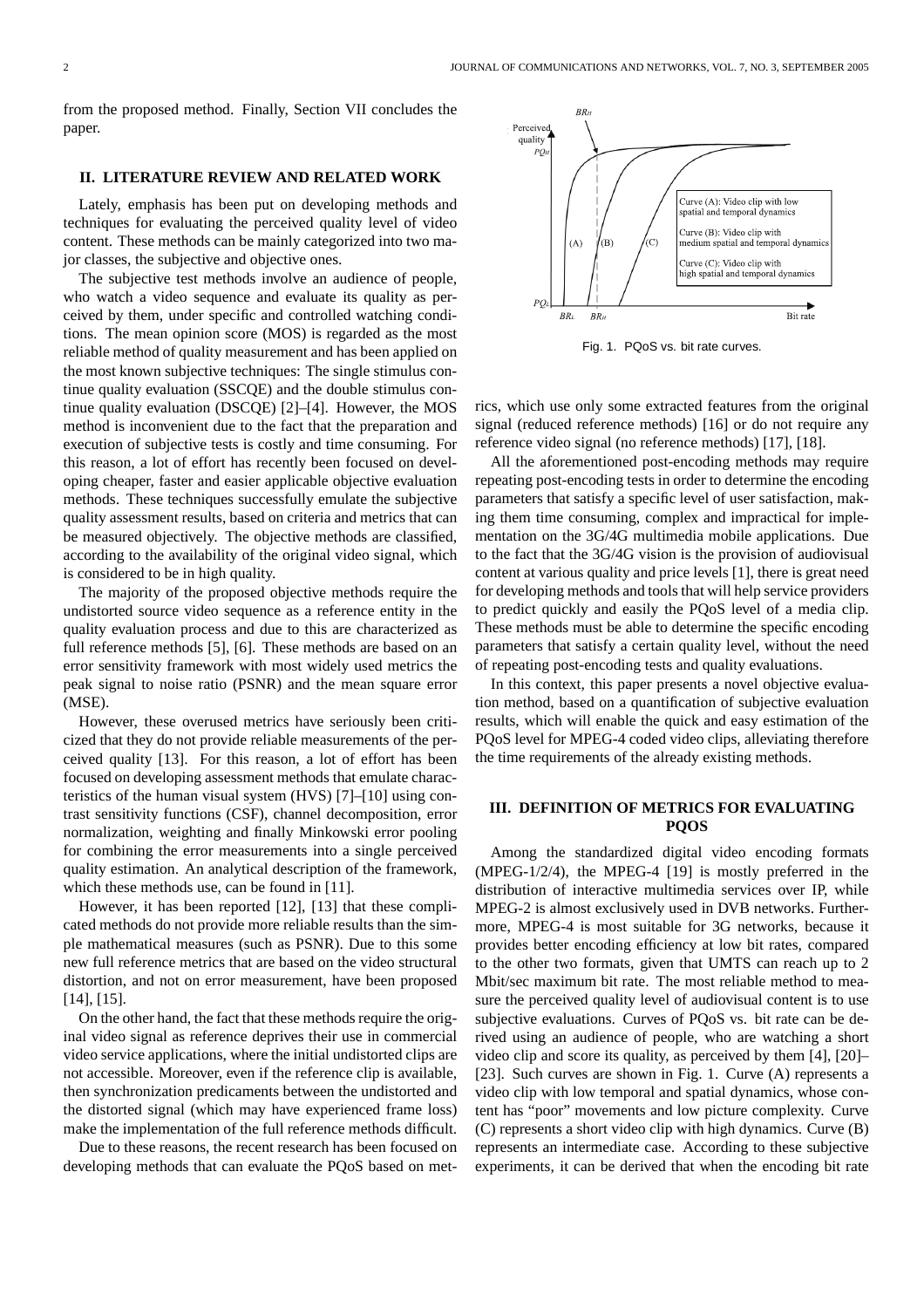from the proposed method. Finally, Section VII concludes the paper.

## II. LITERATURE REVIEW AND RELATED WORK

Lately, emphasis has been put on developing methods and techniques for evaluating the perceived quality level of video content. These methods can be mainly categorized into two major classes, the subjective and objective ones.

The subjective test methods involve an audience of people, who watch a video sequence and evaluate its quality as perceived by them, under specific and controlled watching conditions. The mean opinion score (MOS) is regarded as the most reliable method of quality measurement and has been applied on the most known subjective techniques: The single stimulus continue quality evaluation (SSCQE) and the double stimulus continue quality evaluation (DSCQE) [2]–[4]. However, the MOS method is inconvenient due to the fact that the preparation and execution of subjective tests is costly and time consuming. For this reason, a lot of effort has recently been focused on developing cheaper, faster and easier applicable objective evaluation methods. These techniques successfully emulate the subjective quality assessment results, based on criteria and metrics that can be measured objectively. The objective methods are classified, according to the availability of the original video signal, which is considered to be in high quality.

The majority of the proposed objective methods require the undistorted source video sequence as a reference entity in the quality evaluation process and due to this are characterized as full reference methods [5], [6]. These methods are based on an error sensitivity framework with most widely used metrics the peak signal to noise ratio (PSNR) and the mean square error (MSE).

However, these overused metrics have seriously been criticized that they do not provide reliable measurements of the perceived quality [13]. For this reason, a lot of effort has been focused on developing assessment methods that emulate characteristics of the human visual system (HVS) [7]–[10] using contrast sensitivity functions (CSF), channel decomposition, error normalization, weighting and finally Minkowski error pooling for combining the error measurements into a single perceived quality estimation. An analytical description of the framework, which these methods use, can be found in [11].

However, it has been reported [12], [13] that these complicated methods do not provide more reliable results than the simple mathematical measures (such as PSNR). Due to this some new full reference metrics that are based on the video structural distortion, and not on error measurement, have been proposed [14], [15].

On the other hand, the fact that these methods require the original video signal as reference deprives their use in commercial video service applications, where the initial undistorted clips are not accessible. Moreover, even if the reference clip is available, then synchronization predicaments between the undistorted and the distorted signal (which may have experienced frame loss) make the implementation of the full reference methods difficult.

Due to these reasons, the recent research has been focused on developing methods that can evaluate the PQoS based on metrics, which use only some extracted features from the original signal (reduced reference methods) [16] or do not require any reference video signal (no reference methods) [17], [18].

$BR_H$
Perceived quality
$PQ_H$
$PQ_L$
$BR_L$
$BR_H$
Bit rate
(A)
(B)
(C)
Curve (A): Video clip with low spatial and temporal dynamics
Curve (B): Video clip with medium spatial and temporal dynamics
Curve (C): Video clip with high spatial and temporal dynamics

Fig. 1. PQoS vs. bit rate curves.

All the aforementioned post-encoding methods may require repeating post-encoding tests in order to determine the encoding parameters that satisfy a specific level of user satisfaction, making them time consuming, complex and impractical for implementation on the 3G/4G multimedia mobile applications. Due to the fact that the 3G/4G vision is the provision of audiovisual content at various quality and price levels [1], there is great need for developing methods and tools that will help service providers to predict quickly and easily the PQoS level of a media clip. These methods must be able to determine the specific encoding parameters that satisfy a certain quality level, without the need of repeating post-encoding tests and quality evaluations.

In this context, this paper presents a novel objective evaluation method, based on a quantification of subjective evaluation results, which will enable the quick and easy estimation of the PQoS level for MPEG-4 coded video clips, alleviating therefore the time requirements of the already existing methods.

## III. DEFINITION OF METRICS FOR EVALUATING PQOS

Among the standardized digital video encoding formats (MPEG-1/2/4), the MPEG-4 [19] is mostly preferred in the distribution of interactive multimedia services over IP, while MPEG-2 is almost exclusively used in DVB networks. Furthermore, MPEG-4 is most suitable for 3G networks, because it provides better encoding efficiency at low bit rates, compared to the other two formats, given that UMTS can reach up to 2 Mbit/sec maximum bit rate. The most reliable method to measure the perceived quality level of audiovisual content is to use subjective evaluations. Curves of PQoS vs. bit rate can be derived using an audience of people, who are watching a short video clip and score its quality, as perceived by them [4], [20]–[23]. Such curves are shown in Fig. 1. Curve (A) represents a video clip with low temporal and spatial dynamics, whose content has "poor" movements and low picture complexity. Curve (C) represents a short video clip with high dynamics. Curve (B) represents an intermediate case. According to these subjective experiments, it can be derived that when the encoding bit rate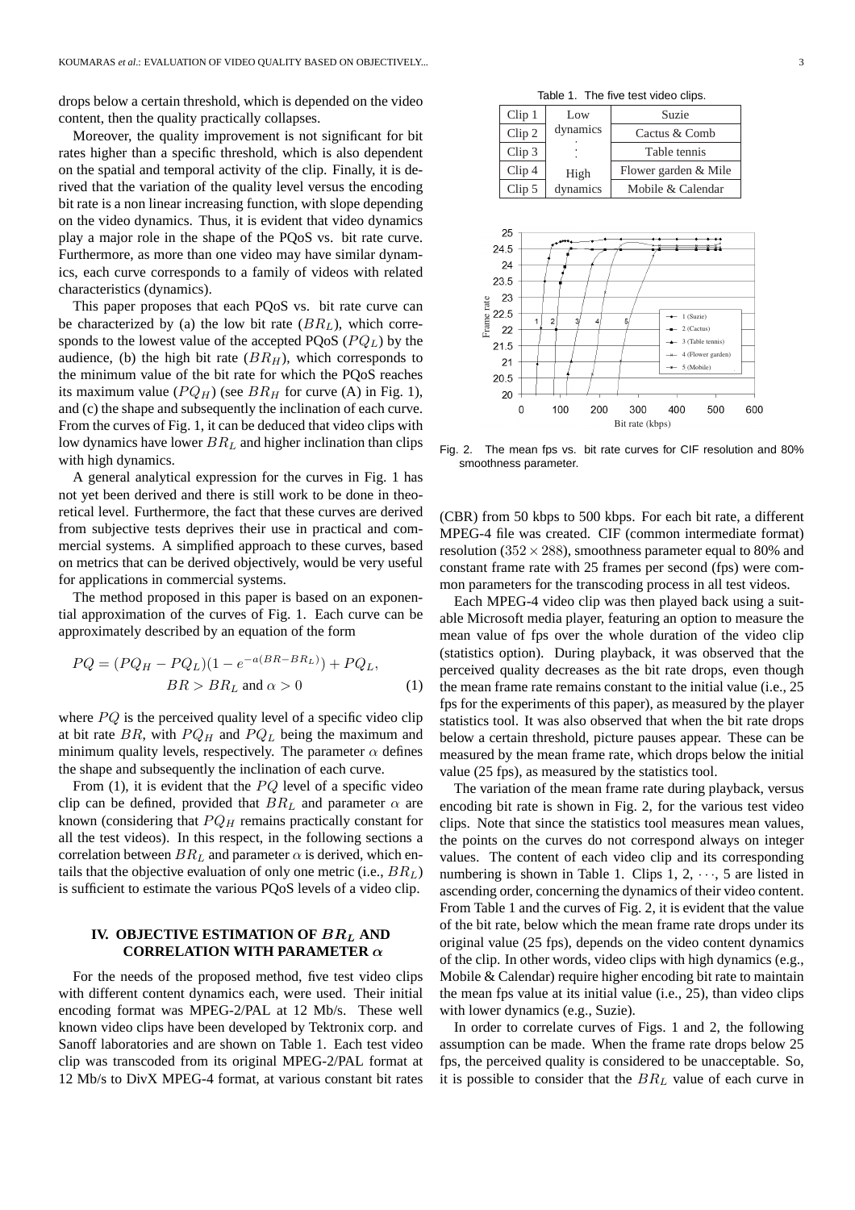drops below a certain threshold, which is depended on the video content, then the quality practically collapses.

Moreover, the quality improvement is not significant for bit rates higher than a specific threshold, which is also dependent on the spatial and temporal activity of the clip. Finally, it is derived that the variation of the quality level versus the encoding bit rate is a non linear increasing function, with slope depending on the video dynamics. Thus, it is evident that video dynamics play a major role in the shape of the PQoS vs. bit rate curve. Furthermore, as more than one video may have similar dynamics, each curve corresponds to a family of videos with related characteristics (dynamics).

This paper proposes that each PQoS vs. bit rate curve can be characterized by (a) the low bit rate ($BR_L$), which corresponds to the lowest value of the accepted PQoS ($PQ_L$) by the audience, (b) the high bit rate ($BR_H$), which corresponds to the minimum value of the bit rate for which the PQoS reaches its maximum value ($PQ_H$) (see $BR_H$ for curve (A) in Fig. 1), and (c) the shape and subsequently the inclination of each curve. From the curves of Fig. 1, it can be deduced that video clips with low dynamics have lower $BR_L$ and higher inclination than clips with high dynamics.

A general analytical expression for the curves in Fig. 1 has not yet been derived and there is still work to be done in theoretical level. Furthermore, the fact that these curves are derived from subjective tests deprives their use in practical and commercial systems. A simplified approach to these curves, based on metrics that can be derived objectively, would be very useful for applications in commercial systems.

The method proposed in this paper is based on an exponential approximation of the curves of Fig. 1. Each curve can be approximately described by an equation of the form

$$PQ = (PQ_H - PQ_L)(1 - e^{-a(BR - BR_L)}) + PQ_L, \quad BR > BR_L \text{ and } \alpha > 0 \tag{1}$$

where $PQ$ is the perceived quality level of a specific video clip at bit rate $BR$, with $PQ_H$ and $PQ_L$ being the maximum and minimum quality levels, respectively. The parameter $\alpha$ defines the shape and subsequently the inclination of each curve.

From (1), it is evident that the $PQ$ level of a specific video clip can be defined, provided that $BR_L$ and parameter $\alpha$ are known (considering that $PQ_H$ remains practically constant for all the test videos). In this respect, in the following sections a correlation between $BR_L$ and parameter $\alpha$ is derived, which entails that the objective evaluation of only one metric (i.e., $BR_L$) is sufficient to estimate the various PQoS levels of a video clip.

## IV. Objective Estimation of $BR_L$ and Correlation with Parameter $\alpha$

For the needs of the proposed method, five test video clips with different content dynamics each, were used. Their initial encoding format was MPEG-2/PAL at 12 Mb/s. These well known video clips have been developed by Tektronix corp. and Sanoff laboratories and are shown on Table 1. Each test video clip was transcoded from its original MPEG-2/PAL format at 12 Mb/s to DivX MPEG-4 format, at various constant bit rates (CBR) from 50 kbps to 500 kbps. For each bit rate, a different MPEG-4 file was created. CIF (common intermediate format) resolution ($352 \times 288$), smoothness parameter equal to 80% and constant frame rate with 25 frames per second (fps) were common parameters for the transcoding process in all test videos.

Table 1. The five test video clips.

| | | |
|---|---|---|
| Clip 1 | Low dynamics | Suzie |
| Clip 2 | ⋮ | Cactus & Comb |
| Clip 3 | ⋮ | Table tennis |
| Clip 4 | High | Flower garden & Mile |
| Clip 5 | dynamics | Mobile & Calendar |

Fig. 2. The mean fps vs. bit rate curves for CIF resolution and 80% smoothness parameter.

Each MPEG-4 video clip was then played back using a suitable Microsoft media player, featuring an option to measure the mean value of fps over the whole duration of the video clip (statistics option). During playback, it was observed that the perceived quality decreases as the bit rate drops, even though the mean frame rate remains constant to the initial value (i.e., 25 fps for the experiments of this paper), as measured by the player statistics tool. It was also observed that when the bit rate drops below a certain threshold, picture pauses appear. These can be measured by the mean frame rate, which drops below the initial value (25 fps), as measured by the statistics tool.

The variation of the mean frame rate during playback, versus encoding bit rate is shown in Fig. 2, for the various test video clips. Note that since the statistics tool measures mean values, the points on the curves do not correspond always on integer values. The content of each video clip and its corresponding numbering is shown in Table 1. Clips 1, 2, $\cdots$, 5 are listed in ascending order, concerning the dynamics of their video content. From Table 1 and the curves of Fig. 2, it is evident that the value of the bit rate, below which the mean frame rate drops under its original value (25 fps), depends on the video content dynamics of the clip. In other words, video clips with high dynamics (e.g., Mobile & Calendar) require higher encoding bit rate to maintain the mean fps value at its initial value (i.e., 25), than video clips with lower dynamics (e.g., Suzie).

In order to correlate curves of Figs. 1 and 2, the following assumption can be made. When the frame rate drops below 25 fps, the perceived quality is considered to be unacceptable. So, it is possible to consider that the $BR_L$ value of each curve in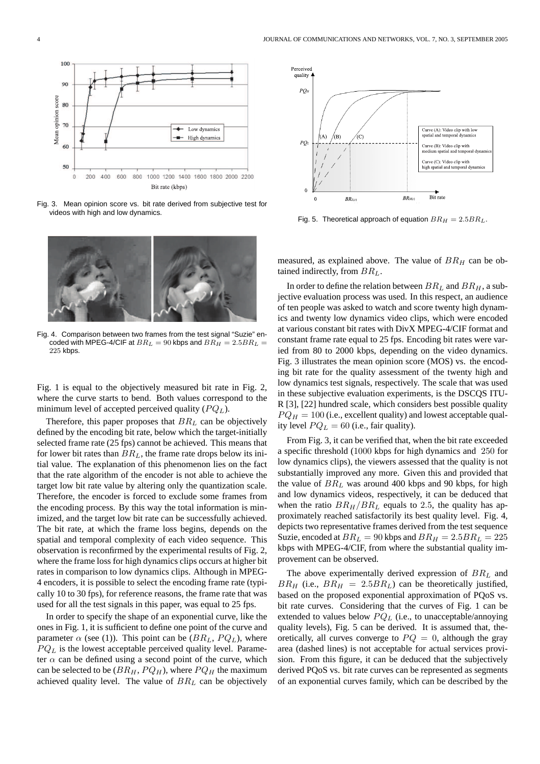Fig. 3. Mean opinion score vs. bit rate derived from subjective test for videos with high and low dynamics.

Fig. 4. Comparison between two frames from the test signal "Suzie" encoded with MPEG-4/CIF at $BR_L = 90$ kbps and $BR_H = 2.5BR_L = 225$ kbps.

Fig. 1 is equal to the objectively measured bit rate in Fig. 2, where the curve starts to bend. Both values correspond to the minimum level of accepted perceived quality ($PQ_L$).

Therefore, this paper proposes that $BR_L$ can be objectively defined by the encoding bit rate, below which the target-initially selected frame rate (25 fps) cannot be achieved. This means that for lower bit rates than $BR_L$, the frame rate drops below its initial value. The explanation of this phenomenon lies on the fact that the rate algorithm of the encoder is not able to achieve the target low bit rate value by altering only the quantization scale. Therefore, the encoder is forced to exclude some frames from the encoding process. By this way the total information is minimized, and the target low bit rate can be successfully achieved. The bit rate, at which the frame loss begins, depends on the spatial and temporal complexity of each video sequence. This observation is reconfirmed by the experimental results of Fig. 2, where the frame loss for high dynamics clips occurs at higher bit rates in comparison to low dynamics clips. Although in MPEG-4 encoders, it is possible to select the encoding frame rate (typically 10 to 30 fps), for reference reasons, the frame rate that was used for all the test signals in this paper, was equal to 25 fps.

In order to specify the shape of an exponential curve, like the ones in Fig. 1, it is sufficient to define one point of the curve and parameter $\alpha$ (see (1)). This point can be ($BR_L$, $PQ_L$), where $PQ_L$ is the lowest acceptable perceived quality level. Parameter $\alpha$ can be defined using a second point of the curve, which can be selected to be ($BR_H$, $PQ_H$), where $PQ_H$ the maximum achieved quality level. The value of $BR_L$ can be objectively measured, as explained above. The value of $BR_H$ can be obtained indirectly, from $BR_L$.

Fig. 5. Theoretical approach of equation $BR_H = 2.5BR_L$.

In order to define the relation between $BR_L$ and $BR_H$, a subjective evaluation process was used. In this respect, an audience of ten people was asked to watch and score twenty high dynamics and twenty low dynamics video clips, which were encoded at various constant bit rates with DivX MPEG-4/CIF format and constant frame rate equal to 25 fps. Encoding bit rates were varied from 80 to 2000 kbps, depending on the video dynamics. Fig. 3 illustrates the mean opinion score (MOS) vs. the encoding bit rate for the quality assessment of the twenty high and low dynamics test signals, respectively. The scale that was used in these subjective evaluation experiments, is the DSCQS ITU-R [3], [22] hundred scale, which considers best possible quality $PQ_H = 100$ (i.e., excellent quality) and lowest acceptable quality level $PQ_L = 60$ (i.e., fair quality).

From Fig. 3, it can be verified that, when the bit rate exceeded a specific threshold (1000 kbps for high dynamics and 250 for low dynamics clips), the viewers assessed that the quality is not substantially improved any more. Given this and provided that the value of $BR_L$ was around 400 kbps and 90 kbps, for high and low dynamics videos, respectively, it can be deduced that when the ratio $BR_H/BR_L$ equals to 2.5, the quality has approximately reached satisfactorily its best quality level. Fig. 4, depicts two representative frames derived from the test sequence Suzie, encoded at $BR_L = 90$ kbps and $BR_H = 2.5BR_L = 225$ kbps with MPEG-4/CIF, from where the substantial quality improvement can be observed.

The above experimentally derived expression of $BR_L$ and $BR_H$ (i.e., $BR_H = 2.5BR_L$) can be theoretically justified, based on the proposed exponential approximation of PQoS vs. bit rate curves. Considering that the curves of Fig. 1 can be extended to values below $PQ_L$ (i.e., to unacceptable/annoying quality levels), Fig. 5 can be derived. It is assumed that, theoretically, all curves converge to $PQ = 0$, although the gray area (dashed lines) is not acceptable for actual services provision. From this figure, it can be deduced that the subjectively derived PQoS vs. bit rate curves can be represented as segments of an exponential curves family, which can be described by the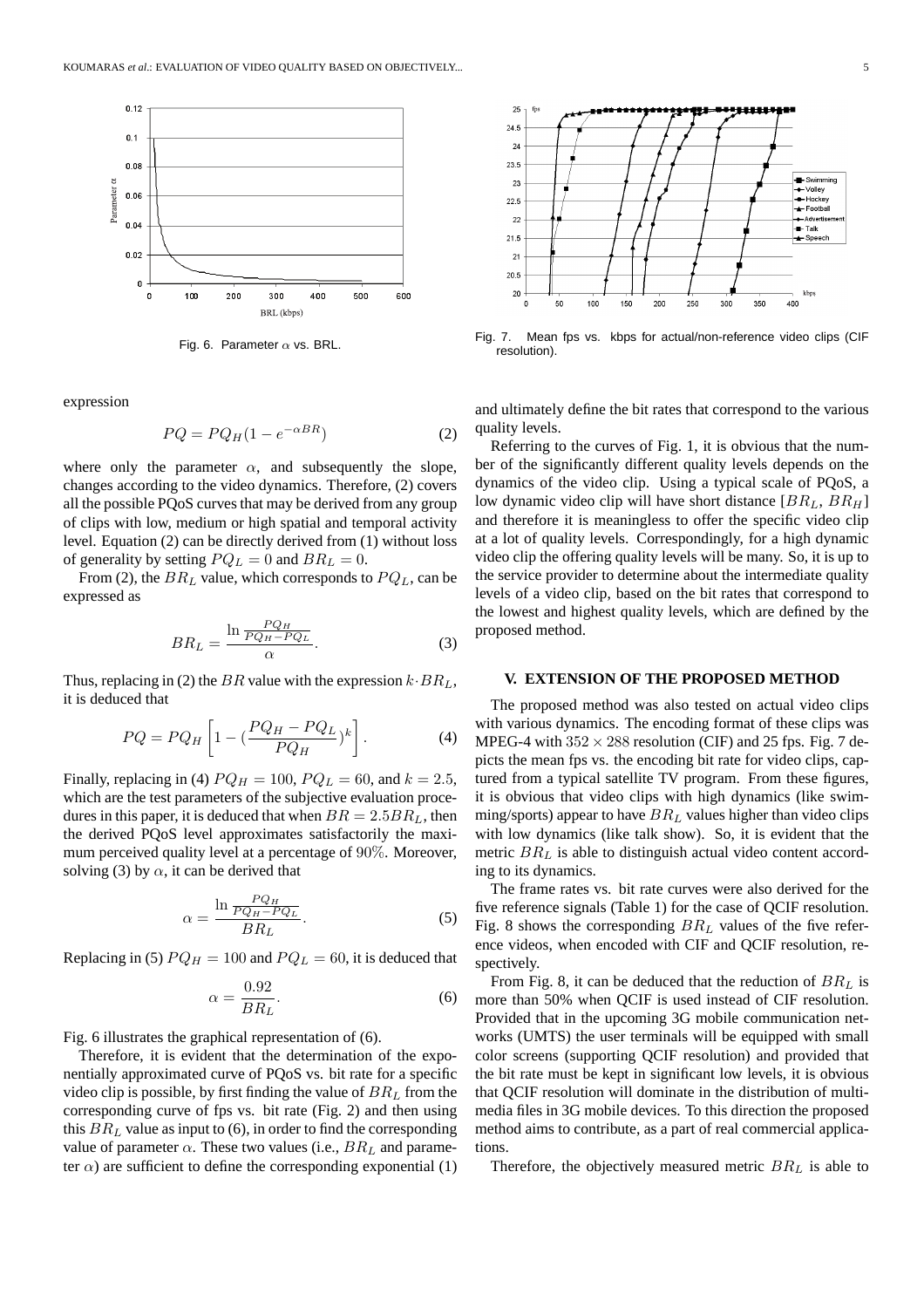Fig. 6. Parameter $\alpha$ vs. BRL.

Fig. 7. Mean fps vs. kbps for actual/non-reference video clips (CIF resolution).

expression

$$PQ = PQ_H(1 - e^{-\alpha BR}) \tag{2}$$

where only the parameter $\alpha$, and subsequently the slope, changes according to the video dynamics. Therefore, (2) covers all the possible PQoS curves that may be derived from any group of clips with low, medium or high spatial and temporal activity level. Equation (2) can be directly derived from (1) without loss of generality by setting $PQ_L = 0$ and $BR_L = 0$.

From (2), the $BR_L$ value, which corresponds to $PQ_L$, can be expressed as

$$BR_L = \frac{\ln \frac{PQ_H}{PQ_H - PQ_L}}{\alpha}. \tag{3}$$

Thus, replacing in (2) the $BR$ value with the expression $k \cdot BR_L$, it is deduced that

$$PQ = PQ_H \left[ 1 - \left(\frac{PQ_H - PQ_L}{PQ_H}\right)^k \right]. \tag{4}$$

Finally, replacing in (4) $PQ_H = 100$, $PQ_L = 60$, and $k = 2.5$, which are the test parameters of the subjective evaluation procedures in this paper, it is deduced that when $BR = 2.5BR_L$, then the derived PQoS level approximates satisfactorily the maximum perceived quality level at a percentage of $90\%$. Moreover, solving (3) by $\alpha$, it can be derived that

$$\alpha = \frac{\ln \frac{PQ_H}{PQ_H - PQ_L}}{BR_L}. \tag{5}$$

Replacing in (5) $PQ_H = 100$ and $PQ_L = 60$, it is deduced that

$$\alpha = \frac{0.92}{BR_L}. \tag{6}$$

Fig. 6 illustrates the graphical representation of (6).

Therefore, it is evident that the determination of the exponentially approximated curve of PQoS vs. bit rate for a specific video clip is possible, by first finding the value of $BR_L$ from the corresponding curve of fps vs. bit rate (Fig. 2) and then using this $BR_L$ value as input to (6), in order to find the corresponding value of parameter $\alpha$. These two values (i.e., $BR_L$ and parameter $\alpha$) are sufficient to define the corresponding exponential (1) and ultimately define the bit rates that correspond to the various quality levels.

Referring to the curves of Fig. 1, it is obvious that the number of the significantly different quality levels depends on the dynamics of the video clip. Using a typical scale of PQoS, a low dynamic video clip will have short distance $[BR_L, BR_H]$ and therefore it is meaningless to offer the specific video clip at a lot of quality levels. Correspondingly, for a high dynamic video clip the offering quality levels will be many. So, it is up to the service provider to determine about the intermediate quality levels of a video clip, based on the bit rates that correspond to the lowest and highest quality levels, which are defined by the proposed method.

## V. EXTENSION OF THE PROPOSED METHOD

The proposed method was also tested on actual video clips with various dynamics. The encoding format of these clips was MPEG-4 with $352 \times 288$ resolution (CIF) and 25 fps. Fig. 7 depicts the mean fps vs. the encoding bit rate for video clips, captured from a typical satellite TV program. From these figures, it is obvious that video clips with high dynamics (like swimming/sports) appear to have $BR_L$ values higher than video clips with low dynamics (like talk show). So, it is evident that the metric $BR_L$ is able to distinguish actual video content according to its dynamics.

The frame rates vs. bit rate curves were also derived for the five reference signals (Table 1) for the case of QCIF resolution. Fig. 8 shows the corresponding $BR_L$ values of the five reference videos, when encoded with CIF and QCIF resolution, respectively.

From Fig. 8, it can be deduced that the reduction of $BR_L$ is more than 50% when QCIF is used instead of CIF resolution. Provided that in the upcoming 3G mobile communication networks (UMTS) the user terminals will be equipped with small color screens (supporting QCIF resolution) and provided that the bit rate must be kept in significant low levels, it is obvious that QCIF resolution will dominate in the distribution of multimedia files in 3G mobile devices. To this direction the proposed method aims to contribute, as a part of real commercial applications.

Therefore, the objectively measured metric $BR_L$ is able to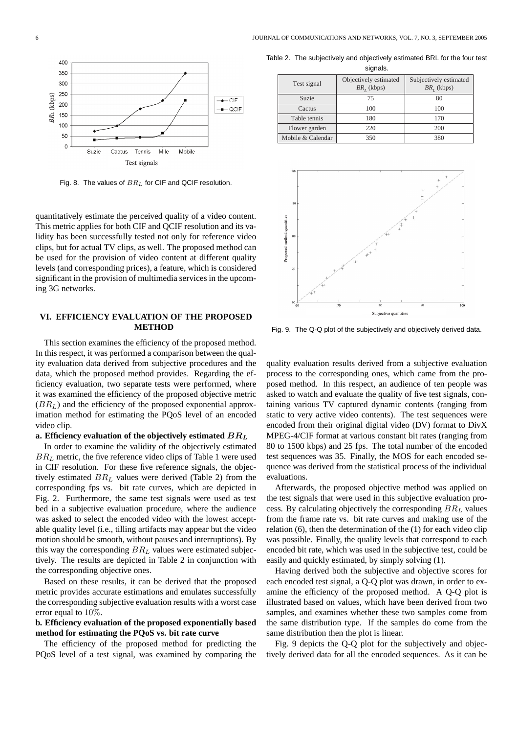Fig. 8. The values of $BR_L$ for CIF and QCIF resolution.

quantitatively estimate the perceived quality of a video content. This metric applies for both CIF and QCIF resolution and its validity has been successfully tested not only for reference video clips, but for actual TV clips, as well. The proposed method can be used for the provision of video content at different quality levels (and corresponding prices), a feature, which is considered significant in the provision of multimedia services in the upcoming 3G networks.

## VI. EFFICIENCY EVALUATION OF THE PROPOSED METHOD

This section examines the efficiency of the proposed method. In this respect, it was performed a comparison between the quality evaluation data derived from subjective procedures and the data, which the proposed method provides. Regarding the efficiency evaluation, two separate tests were performed, where it was examined the efficiency of the proposed objective metric ($BR_L$) and the efficiency of the proposed exponential approximation method for estimating the PQoS level of an encoded video clip.

### a. Efficiency evaluation of the objectively estimated $BR_L$

In order to examine the validity of the objectively estimated $BR_L$ metric, the five reference video clips of Table 1 were used in CIF resolution. For these five reference signals, the objectively estimated $BR_L$ values were derived (Table 2) from the corresponding fps vs. bit rate curves, which are depicted in Fig. 2. Furthermore, the same test signals were used as test bed in a subjective evaluation procedure, where the audience was asked to select the encoded video with the lowest acceptable quality level (i.e., tilling artifacts may appear but the video motion should be smooth, without pauses and interruptions). By this way the corresponding $BR_L$ values were estimated subjectively. The results are depicted in Table 2 in conjunction with the corresponding objective ones.

Table 2. The subjectively and objectively estimated BRL for the four test signals.

| Test signal | Objectively estimated $BR_L$ (kbps) | Subjectively estimated $BR_L$ (kbps) |
|---|---|---|
| Suzie | 75 | 80 |
| Cactus | 100 | 100 |
| Table tennis | 180 | 170 |
| Flower garden | 220 | 200 |
| Mobile & Calendar | 350 | 380 |

Based on these results, it can be derived that the proposed metric provides accurate estimations and emulates successfully the corresponding subjective evaluation results with a worst case error equal to 10%.

### b. Efficiency evaluation of the proposed exponentially based method for estimating the PQoS vs. bit rate curve

The efficiency of the proposed method for predicting the PQoS level of a test signal, was examined by comparing the quality evaluation results derived from a subjective evaluation process to the corresponding ones, which came from the proposed method. In this respect, an audience of ten people was asked to watch and evaluate the quality of five test signals, containing various TV captured dynamic contents (ranging from static to very active video contents). The test sequences were encoded from their original digital video (DV) format to DivX MPEG-4/CIF format at various constant bit rates (ranging from 80 to 1500 kbps) and 25 fps. The total number of the encoded test sequences was 35. Finally, the MOS for each encoded sequence was derived from the statistical process of the individual evaluations.

Afterwards, the proposed objective method was applied on the test signals that were used in this subjective evaluation process. By calculating objectively the corresponding $BR_L$ values from the frame rate vs. bit rate curves and making use of the relation (6), then the determination of the (1) for each video clip was possible. Finally, the quality levels that correspond to each encoded bit rate, which was used in the subjective test, could be easily and quickly estimated, by simply solving (1).

Having derived both the subjective and objective scores for each encoded test signal, a Q-Q plot was drawn, in order to examine the efficiency of the proposed method. A Q-Q plot is illustrated based on values, which have been derived from two samples, and examines whether these two samples come from the same distribution type. If the samples do come from the same distribution then the plot is linear.

Fig. 9. The Q-Q plot of the subjectively and objectively derived data.

Fig. 9 depicts the Q-Q plot for the subjectively and objectively derived data for all the encoded sequences. As it can be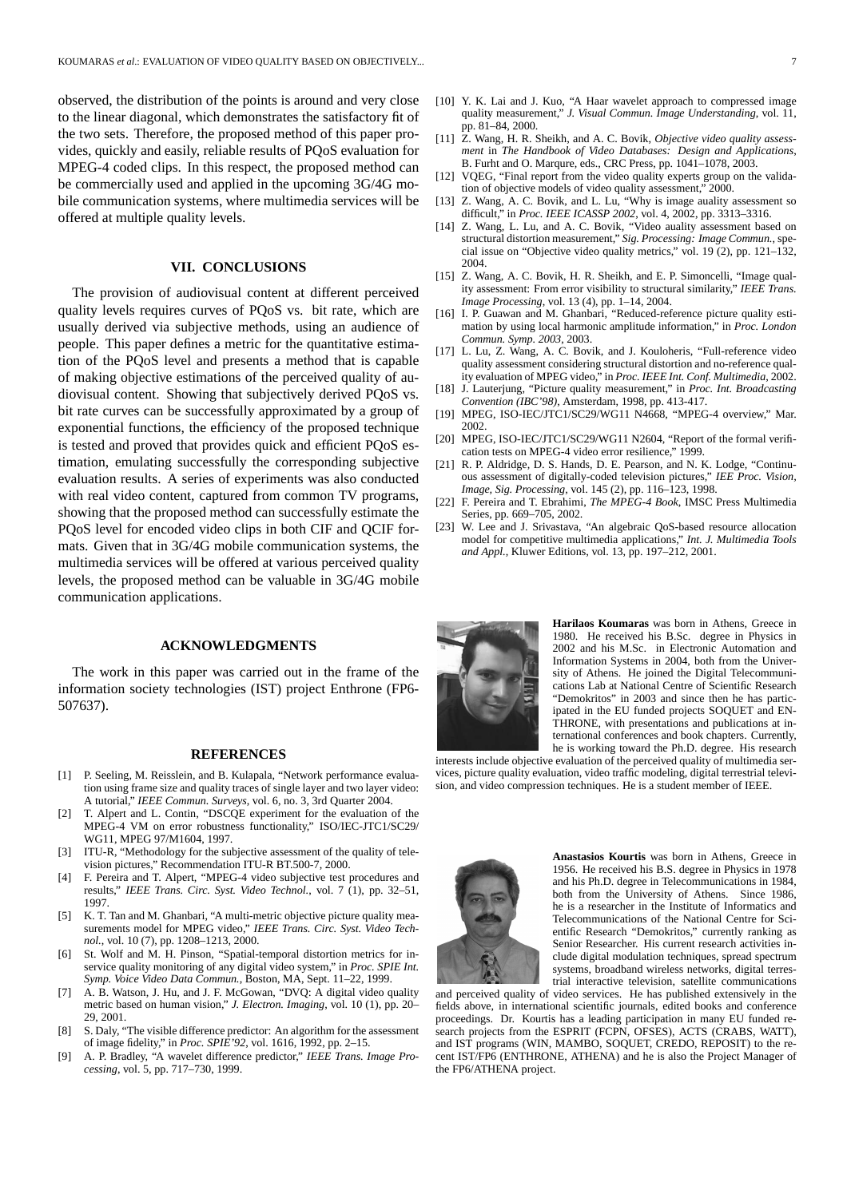observed, the distribution of the points is around and very close to the linear diagonal, which demonstrates the satisfactory fit of the two sets. Therefore, the proposed method of this paper provides, quickly and easily, reliable results of PQoS evaluation for MPEG-4 coded clips. In this respect, the proposed method can be commercially used and applied in the upcoming 3G/4G mobile communication systems, where multimedia services will be offered at multiple quality levels.

## VII. CONCLUSIONS

The provision of audiovisual content at different perceived quality levels requires curves of PQoS vs. bit rate, which are usually derived via subjective methods, using an audience of people. This paper defines a metric for the quantitative estimation of the PQoS level and presents a method that is capable of making objective estimations of the perceived quality of audiovisual content. Showing that subjectively derived PQoS vs. bit rate curves can be successfully approximated by a group of exponential functions, the efficiency of the proposed technique is tested and proved that provides quick and efficient PQoS estimation, emulating successfully the corresponding subjective evaluation results. A series of experiments was also conducted with real video content, captured from common TV programs, showing that the proposed method can successfully estimate the PQoS level for encoded video clips in both CIF and QCIF formats. Given that in 3G/4G mobile communication systems, the multimedia services will be offered at various perceived quality levels, the proposed method can be valuable in 3G/4G mobile communication applications.

## ACKNOWLEDGMENTS

The work in this paper was carried out in the frame of the information society technologies (IST) project Enthrone (FP6-507637).

## REFERENCES

[1] P. Seeling, M. Reisslein, and B. Kulapala, "Network performance evaluation using frame size and quality traces of single layer and two layer video: A tutorial," *IEEE Commun. Surveys*, vol. 6, no. 3, 3rd Quarter 2004.

[2] T. Alpert and L. Contin, "DSCQE experiment for the evaluation of the MPEG-4 VM on error robustness functionality," ISO/IEC-JTC1/SC29/WG11, MPEG 97/M1604, 1997.

[3] ITU-R, "Methodology for the subjective assessment of the quality of television pictures," Recommendation ITU-R BT.500-7, 2000.

[4] F. Pereira and T. Alpert, "MPEG-4 video subjective test procedures and results," *IEEE Trans. Circ. Syst. Video Technol.*, vol. 7 (1), pp. 32–51, 1997.

[5] K. T. Tan and M. Ghanbari, "A multi-metric objective picture quality measurements model for MPEG video," *IEEE Trans. Circ. Syst. Video Technol.*, vol. 10 (7), pp. 1208–1213, 2000.

[6] St. Wolf and M. H. Pinson, "Spatial-temporal distortion metrics for in-service quality monitoring of any digital video system," in *Proc. SPIE Int. Symp. Voice Video Data Commun.*, Boston, MA, Sept. 11–22, 1999.

[7] A. B. Watson, J. Hu, and J. F. McGowan, "DVQ: A digital video quality metric based on human vision," *J. Electron. Imaging*, vol. 10 (1), pp. 20–29, 2001.

[8] S. Daly, "The visible difference predictor: An algorithm for the assessment of image fidelity," in *Proc. SPIE'92*, vol. 1616, 1992, pp. 2–15.

[9] A. P. Bradley, "A wavelet difference predictor," *IEEE Trans. Image Processing*, vol. 5, pp. 717–730, 1999.

[10] Y. K. Lai and J. Kuo, "A Haar wavelet approach to compressed image quality measurement," *J. Visual Commun. Image Understanding*, vol. 11, pp. 81–84, 2000.

[11] Z. Wang, H. R. Sheikh, and A. C. Bovik, *Objective video quality assessment* in *The Handbook of Video Databases: Design and Applications*, B. Furht and O. Marqure, eds., CRC Press, pp. 1041–1078, 2003.

[12] VQEG, "Final report from the video quality experts group on the validation of objective models of video quality assessment," 2000.

[13] Z. Wang, A. C. Bovik, and L. Lu, "Why is image quality assessment so difficult," in *Proc. IEEE ICASSP 2002*, vol. 4, 2002, pp. 3313–3316.

[14] Z. Wang, L. Lu, and A. C. Bovik, "Video auality assessment based on structural distortion measurement," *Sig. Processing: Image Commun.*, special issue on "Objective video quality metrics," vol. 19 (2), pp. 121–132, 2004.

[15] Z. Wang, A. C. Bovik, H. R. Sheikh, and E. P. Simoncelli, "Image quality assessment: From error visibility to structural similarity," *IEEE Trans. Image Processing*, vol. 13 (4), pp. 1–14, 2004.

[16] I. P. Guawan and M. Ghanbari, "Reduced-reference picture quality estimation by using local harmonic amplitude information," in *Proc. London Commun. Symp. 2003*, 2003.

[17] L. Lu, Z. Wang, A. C. Bovik, and J. Kouloheris, "Full-reference video quality assessment considering structural distortion and no-reference quality evaluation of MPEG video," in *Proc. IEEE Int. Conf. Multimedia*, 2002.

[18] J. Lauterjung, "Picture quality measurement," in *Proc. Int. Broadcasting Convention (IBC'98)*, Amsterdam, 1998, pp. 413-417.

[19] MPEG, ISO-IEC/JTC1/SC29/WG11 N4668, "MPEG-4 overview," Mar. 2002.

[20] MPEG, ISO-IEC/JTC1/SC29/WG11 N2604, "Report of the formal verification tests on MPEG-4 video error resilience," 1999.

[21] R. P. Aldridge, D. S. Hands, D. E. Pearson, and N. K. Lodge, "Continuous assessment of digitally-coded television pictures," *IEE Proc. Vision, Image, Sig. Processing*, vol. 145 (2), pp. 116–123, 1998.

[22] F. Pereira and T. Ebrahimi, *The MPEG-4 Book*, IMSC Press Multimedia Series, pp. 669–705, 2002.

[23] W. Lee and J. Srivastava, "An algebraic QoS-based resource allocation model for competitive multimedia applications," *Int. J. Multimedia Tools and Appl.*, Kluwer Editions, vol. 13, pp. 197–212, 2001.

**Harilaos Koumaras** was born in Athens, Greece in 1980. He received his B.Sc. degree in Physics in 2002 and his M.Sc. in Electronic Automation and Information Systems in 2004, both from the University of Athens. He joined the Digital Telecommunications Lab at National Centre of Scientific Research "Demokritos" in 2003 and since then he has participated in the EU funded projects SOQUET and ENTHRONE, with presentations and publications at international conferences and book chapters. Currently, he is working toward the Ph.D. degree. His research interests include objective evaluation of the perceived quality of multimedia services, picture quality evaluation, video traffic modeling, digital terrestrial television, and video compression techniques. He is a student member of IEEE.

**Anastasios Kourtis** was born in Athens, Greece in 1956. He received his B.S. degree in Physics in 1978 and his Ph.D. degree in Telecommunications in 1984, both from the University of Athens. Since 1986, he is a researcher in the Institute of Informatics and Telecommunications of the National Centre for Scientific Research "Demokritos," currently ranking as Senior Researcher. His current research activities include digital modulation techniques, spread spectrum systems, broadband wireless networks, digital terrestrial interactive television, satellite communications and perceived quality of video services. He has published extensively in the fields above, in international scientific journals, edited books and conference proceedings. Dr. Kourtis has a leading participation in many EU funded research projects from the ESPRIT (FCPN, OFSES), ACTS (CRABS, WATT), and IST programs (WIN, MAMBO, SOQUET, CREDO, REPOSIT) to the recent IST/FP6 (ENTHRONE, ATHENA) and he is also the Project Manager of the FP6/ATHENA project.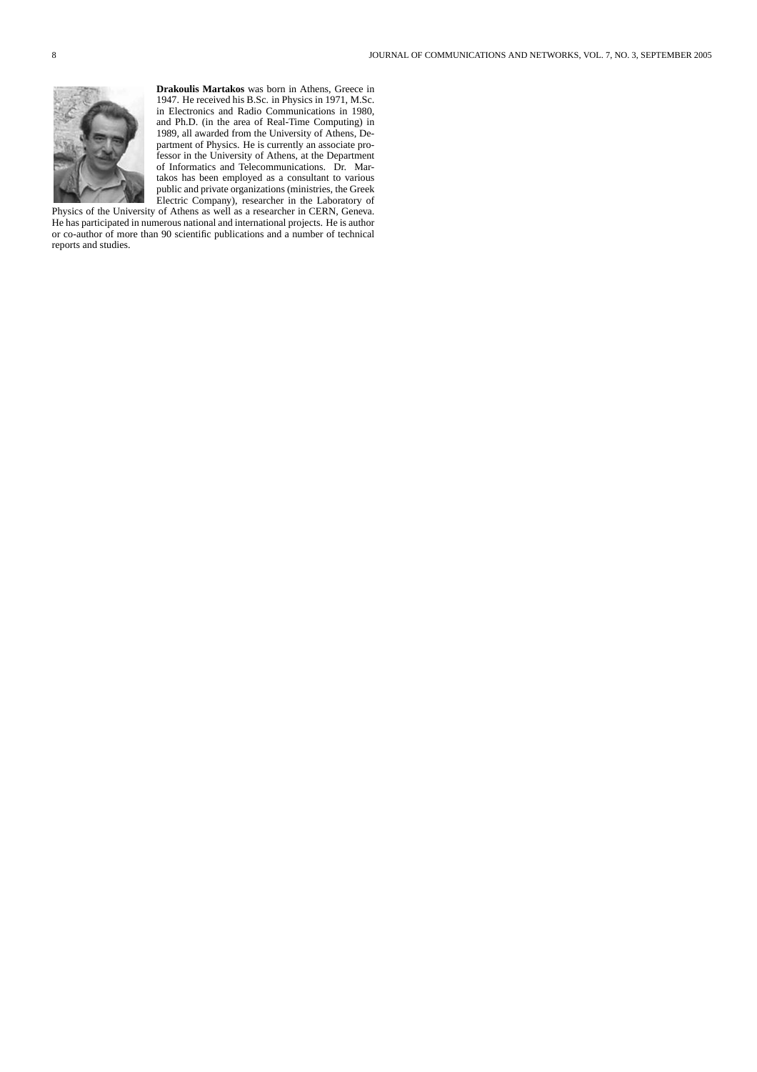**Drakoulis Martakos** was born in Athens, Greece in 1947. He received his B.Sc. in Physics in 1971, M.Sc. in Electronics and Radio Communications in 1980, and Ph.D. (in the area of Real-Time Computing) in 1989, all awarded from the University of Athens, Department of Physics. He is currently an associate professor in the University of Athens, at the Department of Informatics and Telecommunications. Dr. Martakos has been employed as a consultant to various public and private organizations (ministries, the Greek Electric Company), researcher in the Laboratory of Physics of the University of Athens as well as a researcher in CERN, Geneva. He has participated in numerous national and international projects. He is author or co-author of more than 90 scientific publications and a number of technical reports and studies.